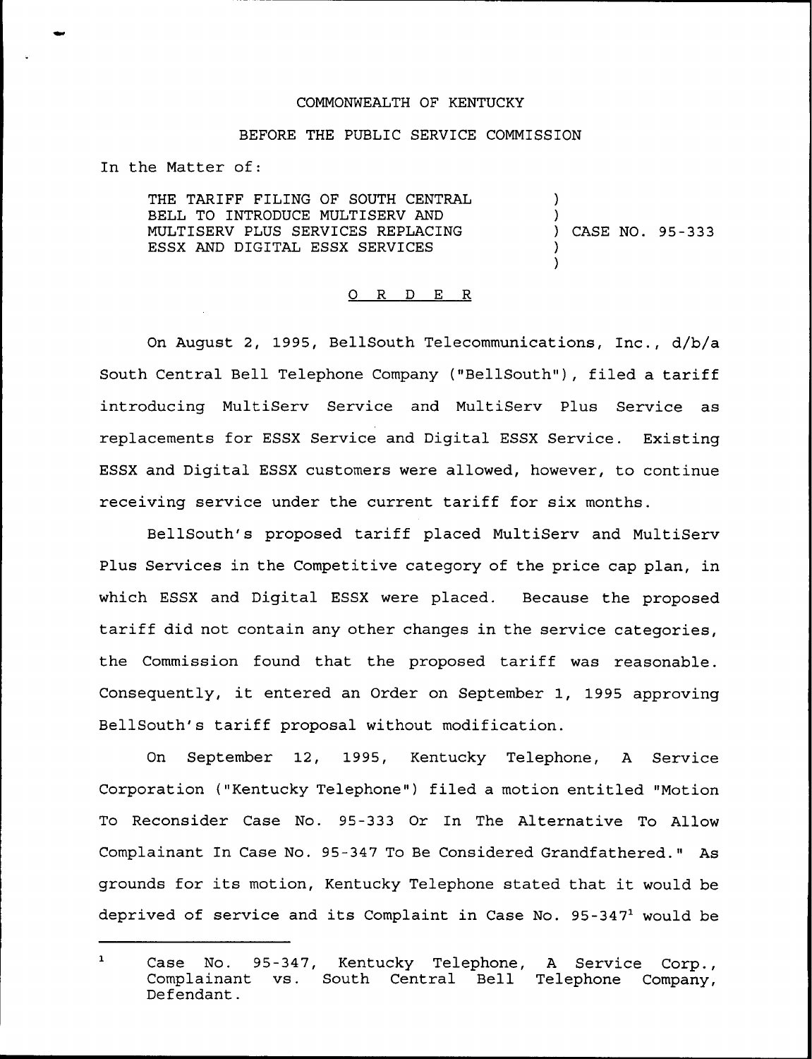COMMONWEALTH OF KENTUCKY

BEFORE THE PUBLIC SERVICE COMMISSION

In the Matter of:

THE TARIFF FILING OF SOUTH CENTRAL BELL TO INTRODUCE MULTISERV AND MULTISERV PLUS SERVICES REPLACING ESSX AND DIGITAL ESSX SERVICES ) CASE NO. 95-333

O R D E R

On August 2, 1995, BellSouth Telecommunications, Inc., d/b/a South Central Bell Telephone Company ("BellSouth"), filed a tariff introducing MultiServ Service and MultiServ Plus Service as replacements for ESSX Service and Digital ESSX Service. Existing ESSX and Digital ESSX customers were allowed, however, to continue receiving service under the current tariff for six months.

BellSouth's proposed tariff placed MultiServ and MultiServ Plus Services in the Competitive category of the price cap plan, in which ESSX and Digital ESSX were placed. Because the proposed tariff did not contain any other changes in the service categories, the Commission found that the proposed tariff was reasonable. Consequently, it entered an Order on September 1, 1995 approving BellSouth's tariff proposal without modification.

On September 12, 1995, Kentucky Telephone, A Service Corporation ("Kentucky Telephone") filed a motion entitled "Motion To Reconsider Case No. 95-333 Or In The Alternative To Allow Complainant In Case No. 95-347 To Be Considered Grandfathered." As grounds for its motion, Kentucky Telephone stated that it would be deprived of service and its Complaint in Case No. 95-347[1] would be

---

[1] Case No. 95-347, Kentucky Telephone, A Service Corp., Complainant vs. South Central Bell Telephone Company, Defendant.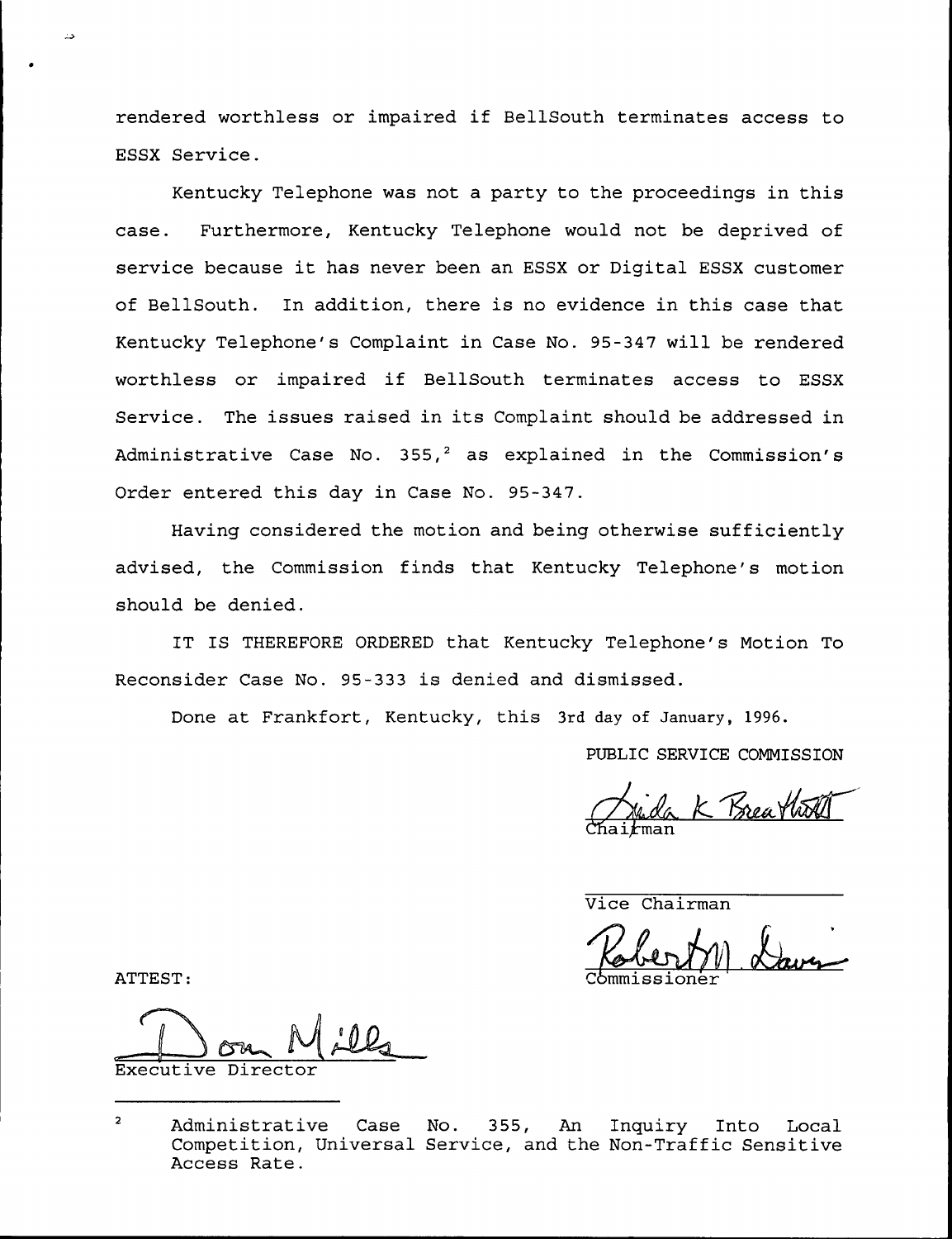rendered worthless or impaired if BellSouth terminates access to ESSX Service.

Kentucky Telephone was not a party to the proceedings in this case. Furthermore, Kentucky Telephone would not be deprived of service because it has never been an ESSX or Digital ESSX customer of BellSouth. In addition, there is no evidence in this case that Kentucky Telephone's Complaint in Case No. 95-347 will be rendered worthless or impaired if BellSouth terminates access to ESSX Service. The issues raised in its Complaint should be addressed in Administrative Case No. 355,[2] as explained in the Commission's Order entered this day in Case No. 95-347.

Having considered the motion and being otherwise sufficiently advised, the Commission finds that Kentucky Telephone's motion should be denied.

IT IS THEREFORE ORDERED that Kentucky Telephone's Motion To Reconsider Case No. 95-333 is denied and dismissed.

Done at Frankfort, Kentucky, this 3rd day of January, 1996.

PUBLIC SERVICE COMMISSION

Chairman

Vice Chairman

Commissioner

ATTEST:

Executive Director

---

[2] Administrative Case No. 355, An Inquiry Into Local Competition, Universal Service, and the Non-Traffic Sensitive Access Rate.